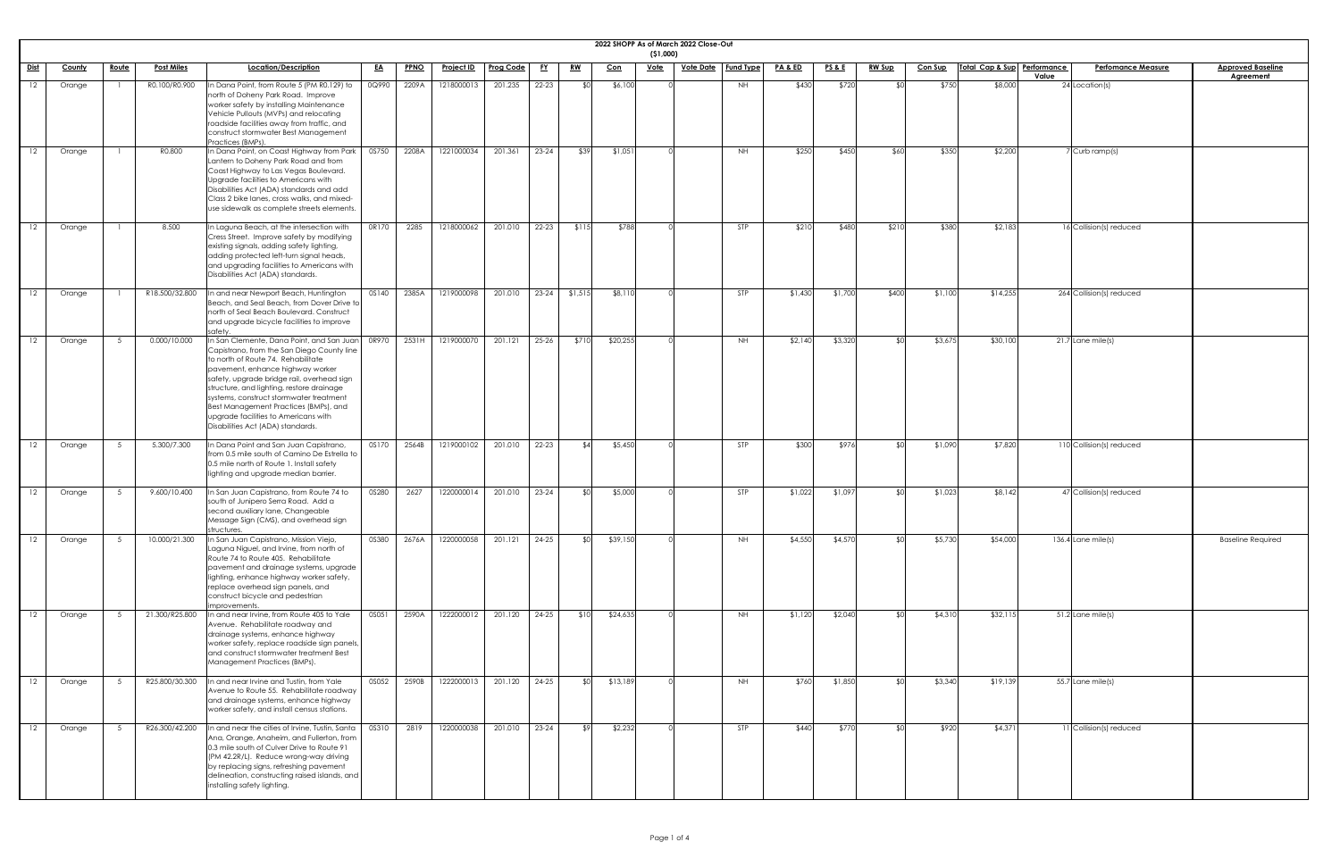# 2022 SHOPP As of March 2022 Close-Out

($1,000)

| Dist | County | Route | Post Miles | Location/Description | EA | PPNO | Project ID | Prog Code | FY | RW | Con | Vote | Vote Date | Fund Type | PA & ED | PS & E | RW Sup | Con Sup | Total Cap & Sup | Performance Value | Perfomance Measure | Approved Baseline Agreement |
|---|---|---|---|---|---|---|---|---|---|---|---|---|---|---|---|---|---|---|---|---|---|---|
| 12 | Orange | 1 | R0.100/R0.900 | In Dana Point, from Route 5 (PM R0.129) to north of Doheny Park Road. Improve worker safety by installing Maintenance Vehicle Pullouts (MVPs) and relocating roadside facilities away from traffic, and construct stormwater Best Management Practices (BMPs). | 0Q990 | 2209A | 1218000013 | 201.235 | 22-23 | $0 | $6,100 | 0 | | NH | $430 | $720 | $0 | $750 | $8,000 | 24 | Location(s) | |
| 12 | Orange | 1 | R0.800 | In Dana Point, on Coast Highway from Park Lantern to Doheny Park Road and from Coast Highway to Las Vegas Boulevard. Upgrade facilities to Americans with Disabilities Act (ADA) standards and add Class 2 bike lanes, cross walks, and mixed-use sidewalk as complete streets elements. | 0S750 | 2208A | 1221000034 | 201.361 | 23-24 | $39 | $1,051 | 0 | | NH | $250 | $450 | $60 | $350 | $2,200 | 7 | Curb ramp(s) | |
| 12 | Orange | 1 | 8.500 | In Laguna Beach, at the intersection with Cress Street. Improve safety by modifying existing signals, adding safety lighting, adding protected left-turn signal heads, and upgrading facilities to Americans with Disabilities Act (ADA) standards. | 0R170 | 2285 | 1218000062 | 201.010 | 22-23 | $115 | $788 | 0 | | STP | $210 | $480 | $210 | $380 | $2,183 | 16 | Collision(s) reduced | |
| 12 | Orange | 1 | R18.500/32.800 | In and near Newport Beach, Huntington Beach, and Seal Beach, from Dover Drive to north of Seal Beach Boulevard. Construct and upgrade bicycle facilities to improve safety. | 0S140 | 2385A | 1219000098 | 201.010 | 23-24 | $1,515 | $8,110 | 0 | | STP | $1,430 | $1,700 | $400 | $1,100 | $14,255 | 264 | Collision(s) reduced | |
| 12 | Orange | 5 | 0.000/10.000 | In San Clemente, Dana Point, and San Juan Capistrano, from the San Diego County line to north of Route 74. Rehabilitate pavement, enhance highway worker safety, upgrade bridge rail, overhead sign structure, and lighting, restore drainage systems, construct stormwater treatment Best Management Practices (BMPs), and upgrade facilities to Americans with Disabilities Act (ADA) standards. | 0R970 | 2531H | 1219000070 | 201.121 | 25-26 | $710 | $20,255 | 0 | | NH | $2,140 | $3,320 | $0 | $3,675 | $30,100 | 21.7 | Lane mile(s) | |
| 12 | Orange | 5 | 5.300/7.300 | In Dana Point and San Juan Capistrano, from 0.5 mile south of Camino De Estrella to 0.5 mile north of Route 1. Install safety lighting and upgrade median barrier. | 0S170 | 2564B | 1219000102 | 201.010 | 22-23 | $4 | $5,450 | 0 | | STP | $300 | $976 | $0 | $1,090 | $7,820 | 110 | Collision(s) reduced | |
| 12 | Orange | 5 | 9.600/10.400 | In San Juan Capistrano, from Route 74 to south of Junipero Serra Road. Add a second auxiliary lane, Changeable Message Sign (CMS), and overhead sign structures. | 0S280 | 2627 | 1220000014 | 201.010 | 23-24 | $0 | $5,000 | 0 | | STP | $1,022 | $1,097 | $0 | $1,023 | $8,142 | 47 | Collision(s) reduced | |
| 12 | Orange | 5 | 10.000/21.300 | In San Juan Capistrano, Mission Viejo, Laguna Niguel, and Irvine, from north of Route 74 to Route 405. Rehabilitate pavement and drainage systems, upgrade lighting, enhance highway worker safety, replace overhead sign panels, and construct bicycle and pedestrian improvements. | 0S380 | 2676A | 1220000058 | 201.121 | 24-25 | $0 | $39,150 | 0 | | NH | $4,550 | $4,570 | $0 | $5,730 | $54,000 | 136.4 | Lane mile(s) | Baseline Required |
| 12 | Orange | 5 | 21.300/R25.800 | In and near Irvine, from Route 405 to Yale Avenue. Rehabilitate roadway and drainage systems, enhance highway worker safety, replace roadside sign panels, and construct stormwater treatment Best Management Practices (BMPs). | 0S051 | 2590A | 1222000012 | 201.120 | 24-25 | $10 | $24,635 | 0 | | NH | $1,120 | $2,040 | $0 | $4,310 | $32,115 | 51.2 | Lane mile(s) | |
| 12 | Orange | 5 | R25.800/30.300 | In and near Irvine and Tustin, from Yale Avenue to Route 55. Rehabilitate roadway and drainage systems, enhance highway worker safety, and install census stations. | 0S052 | 2590B | 1222000013 | 201.120 | 24-25 | $0 | $13,189 | 0 | | NH | $760 | $1,850 | $0 | $3,340 | $19,139 | 55.7 | Lane mile(s) | |
| 12 | Orange | 5 | R26.300/42.200 | In and near the cities of Irvine, Tustin, Santa Ana, Orange, Anaheim, and Fullerton, from 0.3 mile south of Culver Drive to Route 91 (PM 42.2R/L). Reduce wrong-way driving by replacing signs, refreshing pavement delineation, constructing raised islands, and installing safety lighting. | 0S310 | 2819 | 1220000038 | 201.010 | 23-24 | $9 | $2,232 | 0 | | STP | $440 | $770 | $0 | $920 | $4,371 | 11 | Collision(s) reduced | |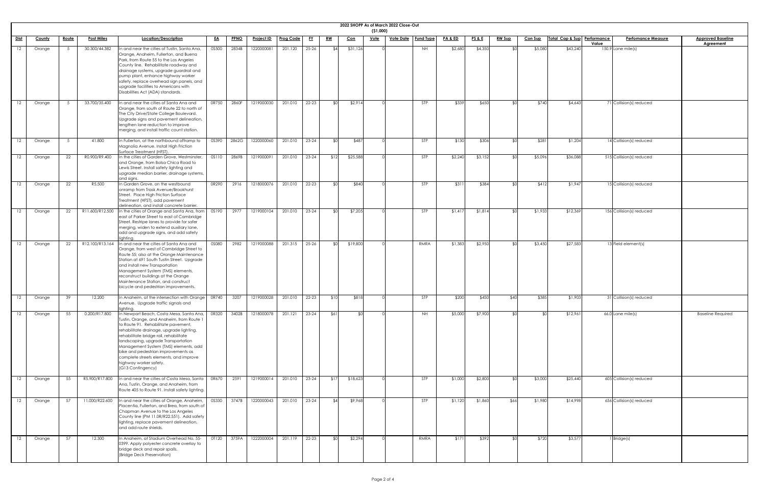## 2022 SHOPP As of March 2022 Close-Out

($1,000)

| Dist | County | Route | Post Miles | Location/Description | EA | PPNO | Project ID | Prog Code | FY | RW | Con | Vote | Vote Date | Fund Type | PA & ED | PS & E | RW Sup | Con Sup | Total Cap & Sup | Performance Value | Perfomance Measure | Approved Baseline Agreement |
|---|---|---|---|---|---|---|---|---|---|---|---|---|---|---|---|---|---|---|---|---|---|---|
| 12 | Orange | 5 | 30.300/44.382 | In and near the cities of Tustin, Santa Ana, Orange, Anaheim, Fullerton, and Buena Park, from Route 55 to the Los Angeles County line. Rehabilitate roadway and drainage systems, upgrade guardrail and pump plant, enhance highway worker safety, replace overhead sign panels, and upgrade facilities to Americans with Disabilities Act (ADA) standards. | 0S500 | 2834B | 1220000081 | 201.120 | 25-26 | $4 | $31,126 | 0 | | NH | $2,680 | $4,350 | $0 | $5,080 | $43,240 | 150.9 | Lane mile(s) | |
| 12 | Orange | 5 | 33.700/35.400 | In and near the cities of Santa Ana and Orange, from south of Route 22 to north of The City Drive/State College Boulevard. Upgrade signs and pavement delineation, lengthen lane reduction to improve merging, and install traffic count station. | 0R750 | 2860F | 1219000030 | 201.010 | 22-23 | $0 | $2,914 | 0 | | STP | $339 | $650 | $0 | $740 | $4,643 | 71 | Collision(s) reduced | |
| 12 | Orange | 5 | 41.800 | In Fullerton, at the northbound offramp to Magnolia Avenue. Install High Friction Surface Treatment (HFST). | 0S390 | 2862G | 1220000060 | 201.010 | 23-24 | $0 | $487 | 0 | | STP | $130 | $306 | $0 | $281 | $1,204 | 14 | Collision(s) reduced | |
| 12 | Orange | 22 | R0.900/R9.400 | In the cities of Garden Grove, Westminster, and Orange, from Bolsa Chica Road to Lewis Street. Install safety lighting and upgrade median barrier, drainage systems, and signs. | 0S110 | 2869B | 1219000091 | 201.010 | 23-24 | $12 | $25,588 | 0 | | STP | $2,240 | $3,152 | $0 | $5,096 | $36,088 | 515 | Collision(s) reduced | |
| 12 | Orange | 22 | R5.500 | In Garden Grove, on the westbound onramp from Trask Avenue/Brookhurst Street. Place High Friction Surface Treatment (HFST), add pavement delineation, and install concrete barrier. | 0R290 | 2916 | 1218000076 | 201.010 | 22-23 | $0 | $840 | 0 | | STP | $311 | $384 | $0 | $412 | $1,947 | 15 | Collision(s) reduced | |
| 12 | Orange | 22 | R11.600/R12.500 | In the cities of Orange and Santa Ana, from east of Parker Street to east of Cambridge Street. Restripe lanes to provide for safer merging, widen to extend auxiliary lane, add and upgrade signs, and add safety lighting. | 0S190 | 2977 | 1219000104 | 201.010 | 23-24 | $0 | $7,205 | 0 | | STP | $1,417 | $1,814 | $0 | $1,933 | $12,369 | 156 | Collision(s) reduced | |
| 12 | Orange | 22 | R12.100/R13.164 | In and near the cities of Santa Ana and Orange, from west of Cambridge Street to Route 55; also at the Orange Maintenance Station at 691 South Tustin Street. Upgrade and install new Transportation Management System (TMS) elements, reconstruct buildings at the Orange Maintenance Station, and construct bicycle and pedestrian improvements. | 0S080 | 2982 | 1219000088 | 201.315 | 25-26 | $0 | $19,800 | 0 | | RMRA | $1,383 | $2,950 | $0 | $3,450 | $27,583 | 13 | Field element(s) | |
| 12 | Orange | 39 | 12.200 | In Anaheim, at the intersection with Orange Avenue. Upgrade traffic signals and lighting. | 0R740 | 3207 | 1219000028 | 201.010 | 22-23 | $10 | $818 | 0 | | STP | $200 | $450 | $40 | $385 | $1,903 | 31 | Collision(s) reduced | |
| 12 | Orange | 55 | 0.200/R17.800 | In Newport Beach, Costa Mesa, Santa Ana, Tustin, Orange, and Anaheim, from Route 1 to Route 91. Rehabilitate pavement, rehabilitate drainage, upgrade lighting, rehabilitate bridge rail, rehabilitate landscaping, upgrade Transportation Management System (TMS) elements, add bike and pedestrian improvements as complete streets elements, and improve highway worker safety. (G13 Contingency) | 0R320 | 3402B | 1218000078 | 201.121 | 23-24 | $61 | $0 | 0 | | NH | $5,000 | $7,900 | $0 | $0 | $12,961 | 66.0 | Lane mile(s) | Baseline Required |
| 12 | Orange | 55 | R5.900/R17.800 | In and near the cities of Costa Mesa, Santa Ana, Tustin, Orange, and Anaheim, from Route 405 to Route 91. Install safety lighting. | 0R670 | 2591 | 1219000014 | 201.010 | 23-24 | $17 | $18,623 | 0 | | STP | $1,000 | $2,800 | $0 | $3,000 | $25,440 | 605 | Collision(s) reduced | |
| 12 | Orange | 57 | 11.000/R22.600 | In and near the cities of Orange, Anaheim, Placentia, Fullerton, and Brea, from south of Chapman Avenue to the Los Angeles County line (PM 11.0R/R22.551). Add safety lighting, replace pavement delineation, and add route shields. | 0S330 | 3747B | 1220000043 | 201.010 | 23-24 | $4 | $9,968 | 0 | | STP | $1,120 | $1,860 | $66 | $1,980 | $14,998 | 656 | Collision(s) reduced | |
| 12 | Orange | 57 | 12.300 | In Anaheim, at Stadium Overhead No. 55-0399. Apply polyester concrete overlay to bridge deck and repair spalls. (Bridge Deck Preservation) | 0T120 | 3759A | 1222000004 | 201.119 | 22-23 | $0 | $2,294 | 0 | | RMRA | $171 | $392 | $0 | $720 | $3,577 | 1 | Bridge(s) | |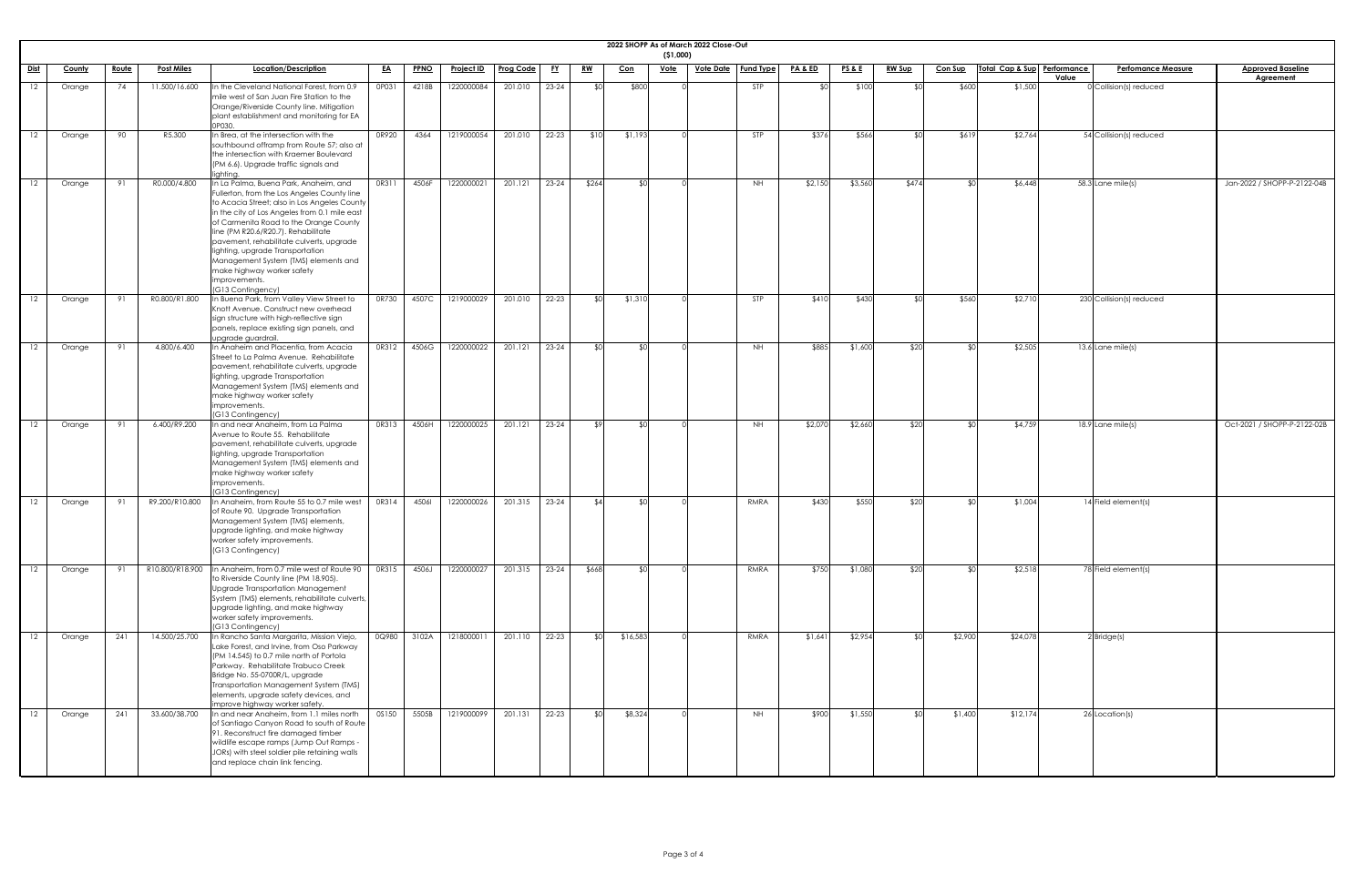# 2022 SHOPP As of March 2022 Close-Out

($1,000)

| Dist | County | Route | Post Miles | Location/Description | EA | PPNO | Project ID | Prog Code | FY | RW | Con | Vote | Vote Date | Fund Type | PA & ED | PS & E | RW Sup | Con Sup | Total Cap & Sup | Performance Value | Perfomance Measure | Approved Baseline Agreement |
|---|---|---|---|---|---|---|---|---|---|---|---|---|---|---|---|---|---|---|---|---|---|---|
| 12 | Orange | 74 | 11.500/16.600 | In the Cleveland National Forest, from 0.9 mile west of San Juan Fire Station to the Orange/Riverside County line. Mitigation plant establishment and monitoring for EA 0P030. | 0P031 | 4218B | 1220000084 | 201.010 | 23-24 | $0 | $800 | 0 | | STP | $0 | $100 | $0 | $600 | $1,500 | 0 | Collision(s) reduced | |
| 12 | Orange | 90 | R5.300 | In Brea, at the intersection with the southbound offramp from Route 57; also at the intersection with Kraemer Boulevard (PM 6.6). Upgrade traffic signals and lighting. | 0R920 | 4364 | 1219000054 | 201.010 | 22-23 | $10 | $1,193 | 0 | | STP | $376 | $566 | $0 | $619 | $2,764 | 54 | Collision(s) reduced | |
| 12 | Orange | 91 | R0.000/4.800 | In La Palma, Buena Park, Anaheim, and Fullerton, from the Los Angeles County line to Acacia Street; also in Los Angeles County in the city of Los Angeles from 0.1 mile east of Carmenita Road to the Orange County line (PM R20.6/R20.7). Rehabilitate pavement, rehabilitate culverts, upgrade lighting, upgrade Transportation Management System (TMS) elements and make highway worker safety improvements. (G13 Contingency) | 0R311 | 4506F | 1220000021 | 201.121 | 23-24 | $264 | $0 | 0 | | NH | $2,150 | $3,560 | $474 | $0 | $6,448 | 58.3 | Lane mile(s) | Jan-2022 / SHOPP-P-2122-04B |
| 12 | Orange | 91 | R0.800/R1.800 | In Buena Park, from Valley View Street to Knott Avenue. Construct new overhead sign structure with high-reflective sign panels, replace existing sign panels, and upgrade guardrail. | 0R730 | 4507C | 1219000029 | 201.010 | 22-23 | $0 | $1,310 | 0 | | STP | $410 | $430 | $0 | $560 | $2,710 | 230 | Collision(s) reduced | |
| 12 | Orange | 91 | 4.800/6.400 | In Anaheim and Placentia, from Acacia Street to La Palma Avenue. Rehabilitate pavement, rehabilitate culverts, upgrade lighting, upgrade Transportation Management System (TMS) elements and make highway worker safety improvements. (G13 Contingency) | 0R312 | 4506G | 1220000022 | 201.121 | 23-24 | $0 | $0 | 0 | | NH | $885 | $1,600 | $20 | $0 | $2,505 | 13.6 | Lane mile(s) | |
| 12 | Orange | 91 | 6.400/R9.200 | In and near Anaheim, from La Palma Avenue to Route 55. Rehabilitate pavement, rehabilitate culverts, upgrade lighting, upgrade Transportation Management System (TMS) elements and make highway worker safety improvements. (G13 Contingency) | 0R313 | 4506H | 1220000025 | 201.121 | 23-24 | $9 | $0 | 0 | | NH | $2,070 | $2,660 | $20 | $0 | $4,759 | 18.9 | Lane mile(s) | Oct-2021 / SHOPP-P-2122-02B |
| 12 | Orange | 91 | R9.200/R10.800 | In Anaheim, from Route 55 to 0.7 mile west of Route 90. Upgrade Transportation Management System (TMS) elements, upgrade lighting, and make highway worker safety improvements. (G13 Contingency) | 0R314 | 4506I | 1220000026 | 201.315 | 23-24 | $4 | $0 | 0 | | RMRA | $430 | $550 | $20 | $0 | $1,004 | 14 | Field element(s) | |
| 12 | Orange | 91 | R10.800/R18.900 | In Anaheim, from 0.7 mile west of Route 90 to Riverside County line (PM 18.905). Upgrade Transportation Management System (TMS) elements, rehabilitate culverts, upgrade lighting, and make highway worker safety improvements. (G13 Contingency) | 0R315 | 4506J | 1220000027 | 201.315 | 23-24 | $668 | $0 | 0 | | RMRA | $750 | $1,080 | $20 | $0 | $2,518 | 78 | Field element(s) | |
| 12 | Orange | 241 | 14.500/25.700 | In Rancho Santa Margarita, Mission Viejo, Lake Forest, and Irvine, from Oso Parkway (PM 14.545) to 0.7 mile north of Portola Parkway. Rehabilitate Trabuco Creek Bridge No. 55-0700R/L, upgrade Transportation Management System (TMS) elements, upgrade safety devices, and improve highway worker safety. | 0Q980 | 3102A | 1218000011 | 201.110 | 22-23 | $0 | $16,583 | 0 | | RMRA | $1,641 | $2,954 | $0 | $2,900 | $24,078 | 2 | Bridge(s) | |
| 12 | Orange | 241 | 33.600/38.700 | In and near Anaheim, from 1.1 miles north of Santiago Canyon Road to south of Route 91. Reconstruct fire damaged timber wildlife escape ramps (Jump Out Ramps - JORs) with steel soldier pile retaining walls and replace chain link fencing. | 0S150 | 5505B | 1219000099 | 201.131 | 22-23 | $0 | $8,324 | 0 | | NH | $900 | $1,550 | $0 | $1,400 | $12,174 | 26 | Location(s) | |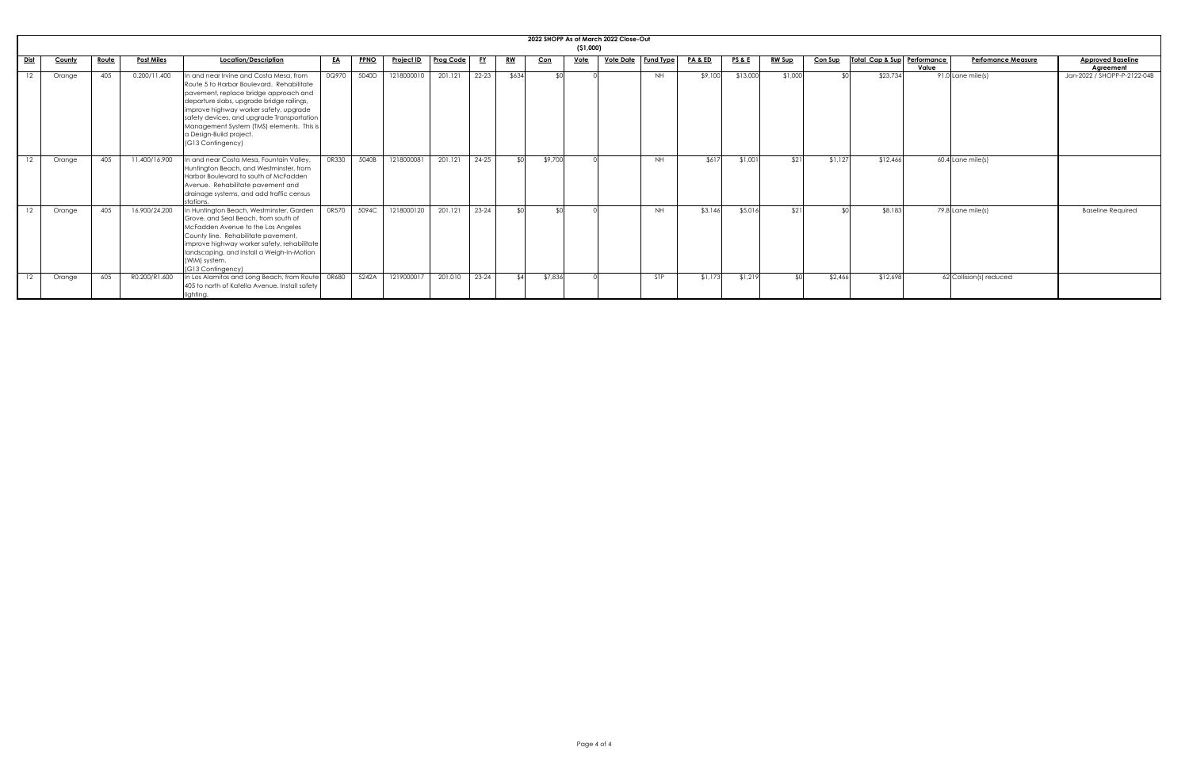# 2022 SHOPP As of March 2022 Close-Out

($1,000)

| Dist | County | Route | Post Miles | Location/Description | EA | PPNO | Project ID | Prog Code | FY | RW | Con | Vote | Vote Date | Fund Type | PA & ED | PS & E | RW Sup | Con Sup | Total Cap & Sup | Performance Value | Perfomance Measure | Approved Baseline Agreement |
|---|---|---|---|---|---|---|---|---|---|---|---|---|---|---|---|---|---|---|---|---|---|---|
| 12 | Orange | 405 | 0.200/11.400 | In and near Irvine and Costa Mesa, from Route 5 to Harbor Boulevard. Rehabilitate pavement, replace bridge approach and departure slabs, upgrade bridge railings, improve highway worker safety, upgrade safety devices, and upgrade Transportation Management System (TMS) elements. This is a Design-Build project. (G13 Contingency) | 0Q970 | 5040D | 1218000010 | 201.121 | 22-23 | $634 | $0 | 0 | | NH | $9,100 | $13,000 | $1,000 | $0 | $23,734 | 91.0 | Lane mile(s) | Jan-2022 / SHOPP-P-2122-04B |
| 12 | Orange | 405 | 11.400/16.900 | In and near Costa Mesa, Fountain Valley, Huntington Beach, and Westminster, from Harbor Boulevard to south of McFadden Avenue. Rehabilitate pavement and drainage systems, and add traffic census stations. | 0R330 | 5040B | 1218000081 | 201.121 | 24-25 | $0 | $9,700 | 0 | | NH | $617 | $1,001 | $21 | $1,127 | $12,466 | 60.4 | Lane mile(s) | |
| 12 | Orange | 405 | 16.900/24.200 | In Huntington Beach, Westminster, Garden Grove, and Seal Beach, from south of McFadden Avenue to the Los Angeles County line. Rehabilitate pavement, improve highway worker safety, rehabilitate landscaping, and install a Weigh-In-Motion (WIM) system. (G13 Contingency) | 0R570 | 5094C | 1218000120 | 201.121 | 23-24 | $0 | $0 | 0 | | NH | $3,146 | $5,016 | $21 | $0 | $8,183 | 79.8 | Lane mile(s) | Baseline Required |
| 12 | Orange | 605 | R0.200/R1.600 | In Los Alamitos and Long Beach, from Route 405 to north of Katella Avenue. Install safety lighting. | 0R680 | 5242A | 1219000017 | 201.010 | 23-24 | $4 | $7,836 | 0 | | STP | $1,173 | $1,219 | $0 | $2,466 | $12,698 | 62 | Collision(s) reduced | |